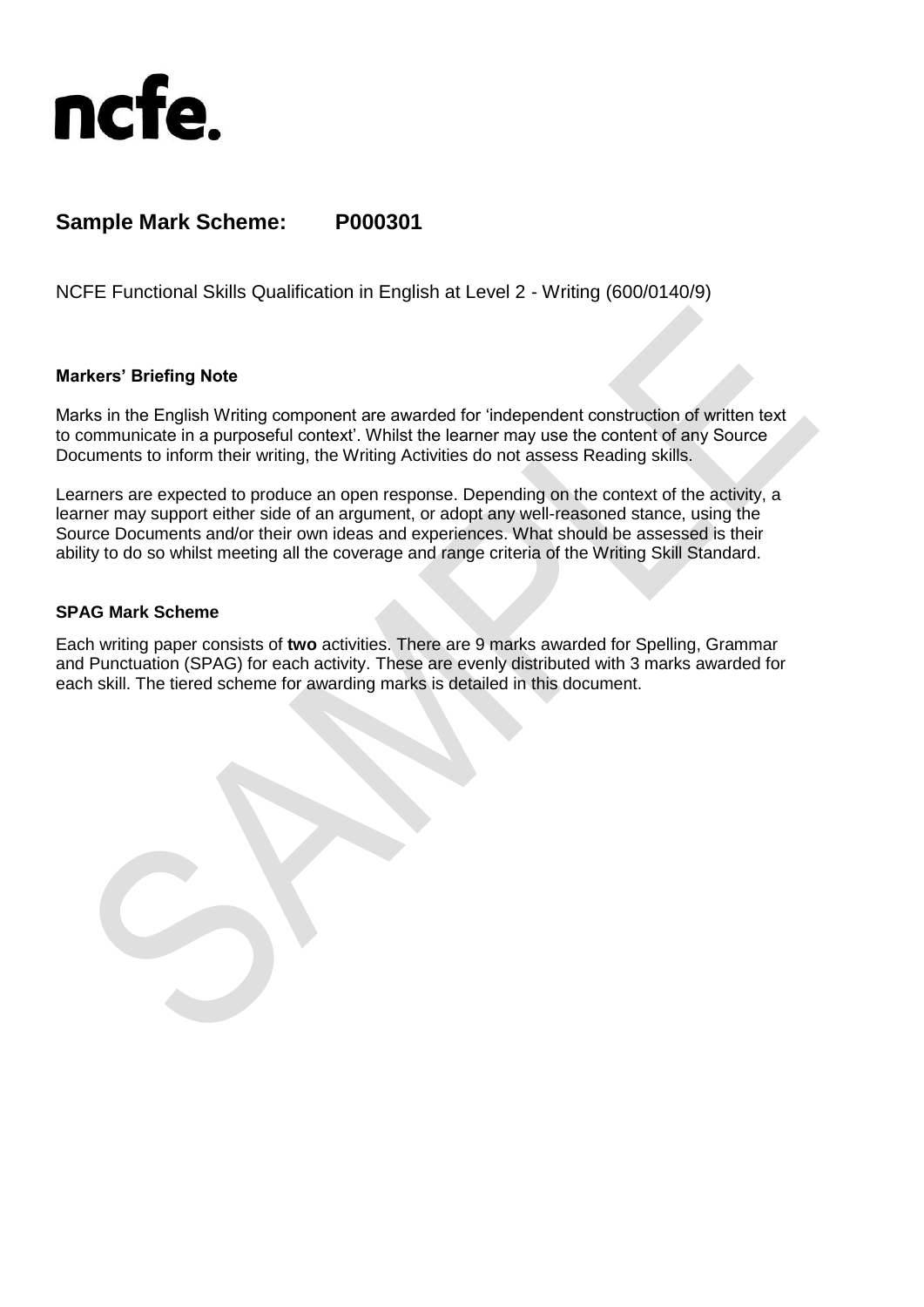ncfe.

## Sample Mark Scheme: P000301

NCFE Functional Skills Qualification in English at Level 2 - Writing (600/0140/9)

### Markers' Briefing Note

Marks in the English Writing component are awarded for 'independent construction of written text to communicate in a purposeful context'. Whilst the learner may use the content of any Source Documents to inform their writing, the Writing Activities do not assess Reading skills.

Learners are expected to produce an open response. Depending on the context of the activity, a learner may support either side of an argument, or adopt any well-reasoned stance, using the Source Documents and/or their own ideas and experiences. What should be assessed is their ability to do so whilst meeting all the coverage and range criteria of the Writing Skill Standard.

### SPAG Mark Scheme

Each writing paper consists of **two** activities. There are 9 marks awarded for Spelling, Grammar and Punctuation (SPAG) for each activity. These are evenly distributed with 3 marks awarded for each skill. The tiered scheme for awarding marks is detailed in this document.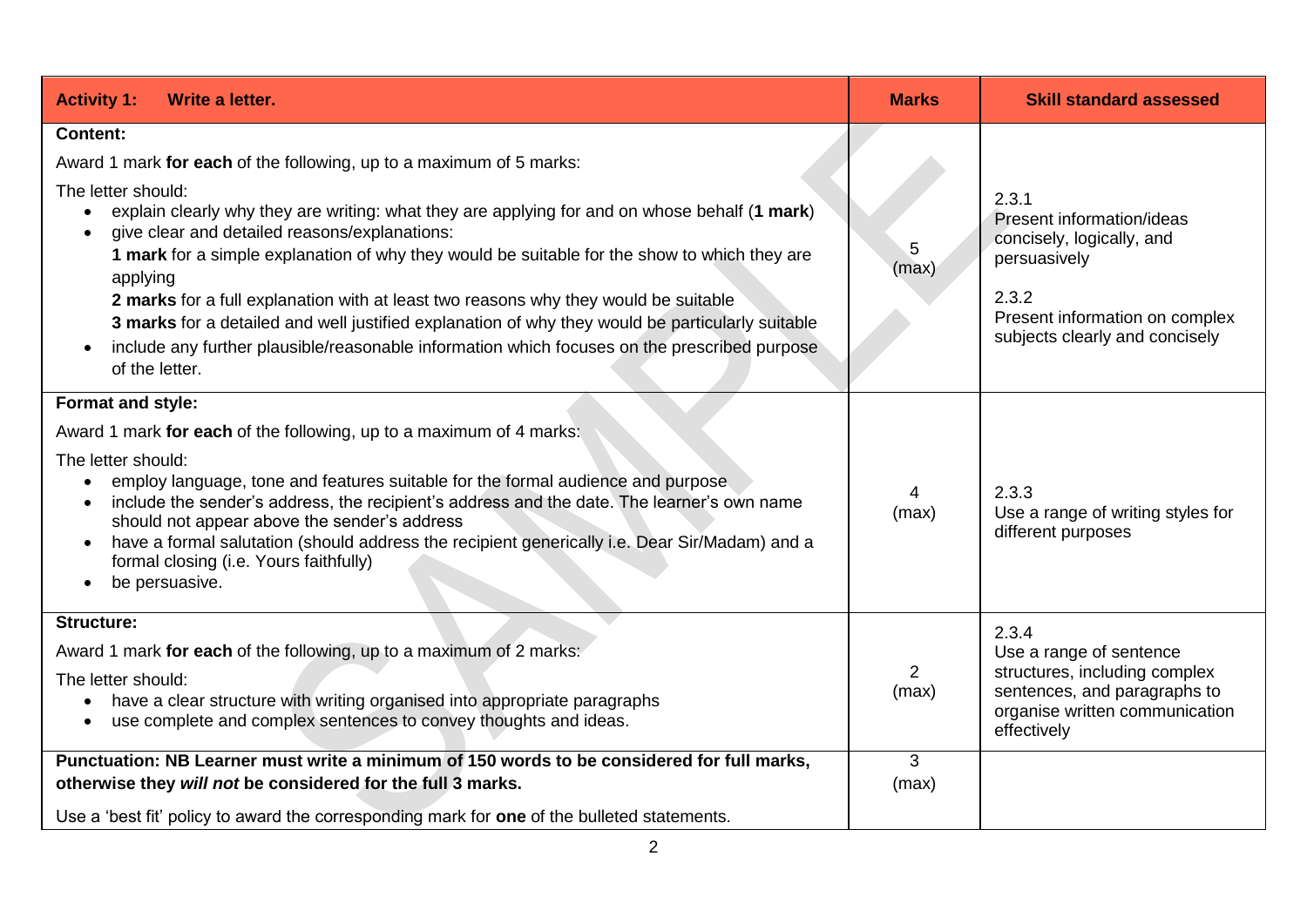| **Activity 1: Write a letter.** | **Marks** | **Skill standard assessed** |
| --- | --- | --- |
| **Content:**<br><br>Award 1 mark **for each** of the following, up to a maximum of 5 marks:<br><br>The letter should:<br>• explain clearly why they are writing: what they are applying for and on whose behalf (**1 mark**)<br>• give clear and detailed reasons/explanations:<br>**1 mark** for a simple explanation of why they would be suitable for the show to which they are applying<br>**2 marks** for a full explanation with at least two reasons why they would be suitable<br>**3 marks** for a detailed and well justified explanation of why they would be particularly suitable<br>• include any further plausible/reasonable information which focuses on the prescribed purpose of the letter. | 5 (max) | 2.3.1<br>Present information/ideas concisely, logically, and persuasively<br><br>2.3.2<br>Present information on complex subjects clearly and concisely |
| **Format and style:**<br><br>Award 1 mark **for each** of the following, up to a maximum of 4 marks:<br><br>The letter should:<br>• employ language, tone and features suitable for the formal audience and purpose<br>• include the sender's address, the recipient's address and the date. The learner's own name should not appear above the sender's address<br>• have a formal salutation (should address the recipient generically i.e. Dear Sir/Madam) and a formal closing (i.e. Yours faithfully)<br>• be persuasive. | 4 (max) | 2.3.3<br>Use a range of writing styles for different purposes |
| **Structure:**<br><br>Award 1 mark **for each** of the following, up to a maximum of 2 marks:<br><br>The letter should:<br>• have a clear structure with writing organised into appropriate paragraphs<br>• use complete and complex sentences to convey thoughts and ideas. | 2 (max) | 2.3.4<br>Use a range of sentence structures, including complex sentences, and paragraphs to organise written communication effectively |
| **Punctuation: NB Learner must write a minimum of 150 words to be considered for full marks, otherwise they *will not* be considered for the full 3 marks.**<br><br>Use a 'best fit' policy to award the corresponding mark for **one** of the bulleted statements. | 3 (max) | |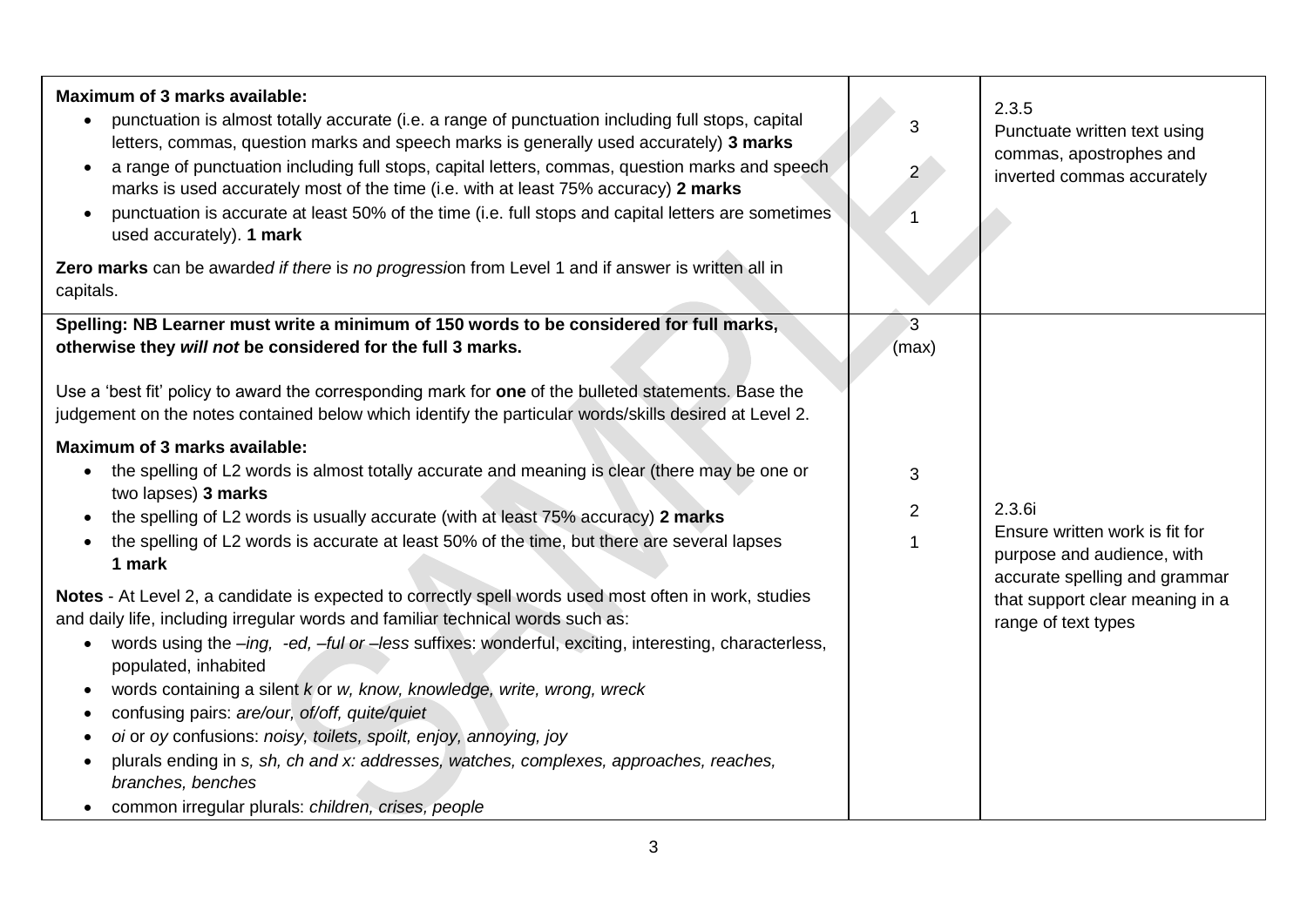| | | |
|---|---|---|
| **Maximum of 3 marks available:**<br>• punctuation is almost totally accurate (i.e. a range of punctuation including full stops, capital letters, commas, question marks and speech marks is generally used accurately) **3 marks**<br>• a range of punctuation including full stops, capital letters, commas, question marks and speech marks is used accurately most of the time (i.e. with at least 75% accuracy) **2 marks**<br>• punctuation is accurate at least 50% of the time (i.e. full stops and capital letters are sometimes used accurately). **1 mark**<br><br>**Zero marks** can be awarde*d if there* is *no progressi*on from Level 1 and if answer is written all in capitals. | 3<br><br>2<br><br>1 | 2.3.5<br>Punctuate written text using commas, apostrophes and inverted commas accurately |
| **Spelling: NB Learner must write a minimum of 150 words to be considered for full marks, otherwise they *will not* be considered for the full 3 marks.**<br><br>Use a 'best fit' policy to award the corresponding mark for **one** of the bulleted statements. Base the judgement on the notes contained below which identify the particular words/skills desired at Level 2.<br><br>**Maximum of 3 marks available:**<br>• the spelling of L2 words is almost totally accurate and meaning is clear (there may be one or two lapses) **3 marks**<br>• the spelling of L2 words is usually accurate (with at least 75% accuracy) **2 marks**<br>• the spelling of L2 words is accurate at least 50% of the time, but there are several lapses **1 mark**<br><br>**Notes** - At Level 2, a candidate is expected to correctly spell words used most often in work, studies and daily life, including irregular words and familiar technical words such as:<br>• words using the *–ing, -ed, –ful or –less* suffixes: wonderful, exciting, interesting, characterless, populated, inhabited<br>• words containing a silent *k* or *w, know, knowledge, write, wrong, wreck*<br>• confusing pairs: *are/our, of/off, quite/quiet*<br>• *oi* or *oy* confusions: *noisy, toilets, spoilt, enjoy, annoying, joy*<br>• plurals ending in *s, sh, ch and x: addresses, watches, complexes, approaches, reaches, branches, benches*<br>• common irregular plurals: *children, crises, people* | 3<br>(max)<br><br><br><br><br>3<br><br>2<br>1 | 2.3.6i<br>Ensure written work is fit for purpose and audience, with accurate spelling and grammar that support clear meaning in a range of text types |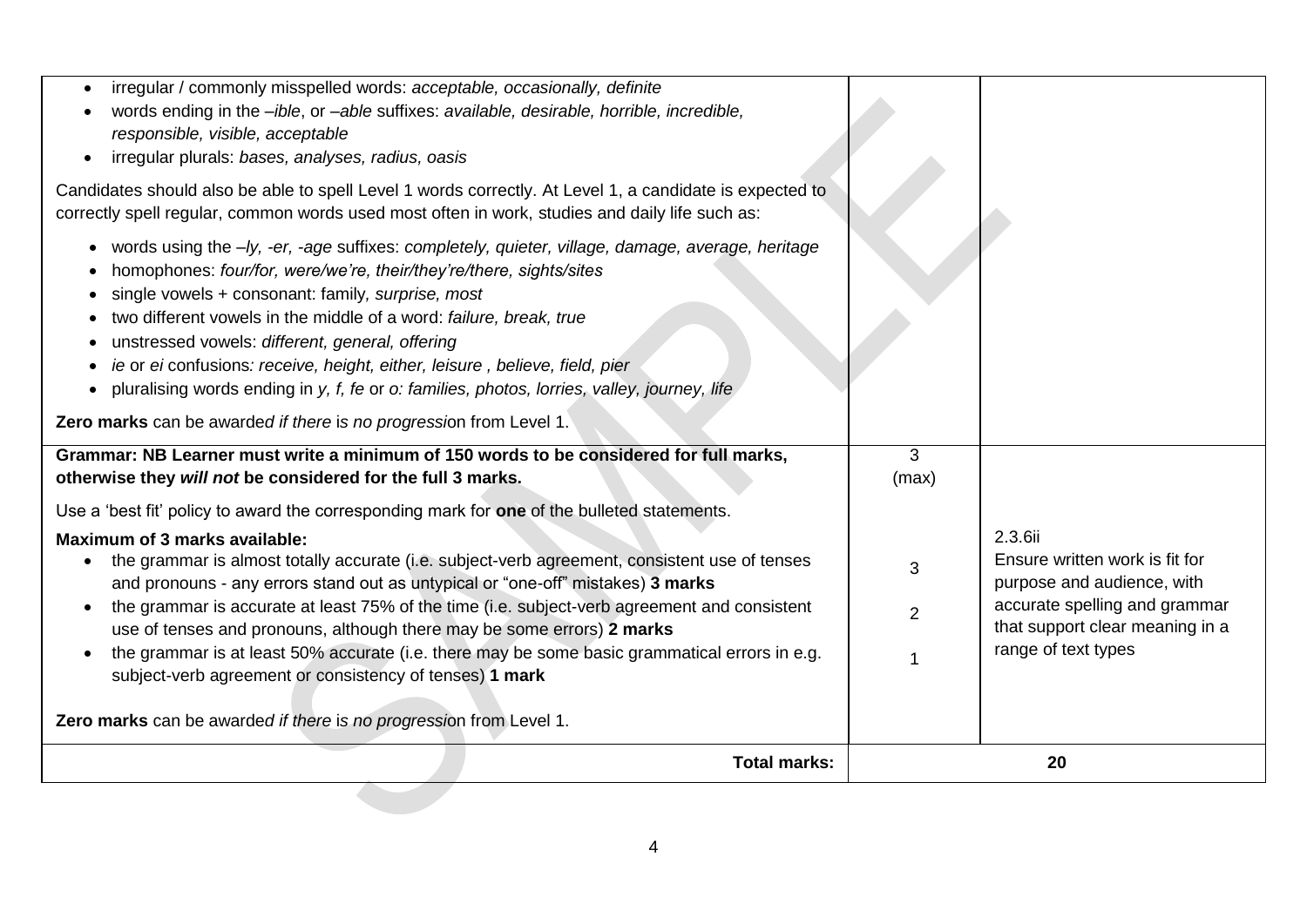| | | |
|---|---|---|
| • irregular / commonly misspelled words: *acceptable, occasionally, definite*<br>• words ending in the *–ible*, or *–able* suffixes: *available, desirable, horrible, incredible, responsible, visible, acceptable*<br>• irregular plurals: *bases, analyses, radius, oasis*<br><br>Candidates should also be able to spell Level 1 words correctly. At Level 1, a candidate is expected to correctly spell regular, common words used most often in work, studies and daily life such as:<br><br>• words using the *–ly, -er, -age* suffixes: *completely, quieter, village, damage, average, heritage*<br>• homophones: *four/for, were/we're, their/they're/there, sights/sites*<br>• single vowels + consonant: family*, surprise, most*<br>• two different vowels in the middle of a word: *failure, break, true*<br>• unstressed vowels: *different, general, offering*<br>• *ie* or *ei* confusions*: receive, height, either, leisure , believe, field, pier*<br>• pluralising words ending in *y, f, fe* or *o: families, photos, lorries, valley, journey, life*<br><br>**Zero marks** can be award*ed if there* i*s no progressio*n from Level 1. | | |
| **Grammar: NB Learner must write a minimum of 150 words to be considered for full marks, otherwise they *will not* be considered for the full 3 marks.**<br><br>Use a 'best fit' policy to award the corresponding mark for **one** of the bulleted statements.<br><br>**Maximum of 3 marks available:**<br>• the grammar is almost totally accurate (i.e. subject-verb agreement, consistent use of tenses and pronouns - any errors stand out as untypical or "one-off" mistakes) **3 marks**<br>• the grammar is accurate at least 75% of the time (i.e. subject-verb agreement and consistent use of tenses and pronouns, although there may be some errors) **2 marks**<br>• the grammar is at least 50% accurate (i.e. there may be some basic grammatical errors in e.g. subject-verb agreement or consistency of tenses) **1 mark**<br><br>**Zero marks** can be award*ed if there* i*s no progressio*n from Level 1. | 3 (max)<br><br>3<br><br>2<br><br>1 | 2.3.6ii<br>Ensure written work is fit for purpose and audience, with accurate spelling and grammar that support clear meaning in a range of text types |
| **Total marks:** | 20 | |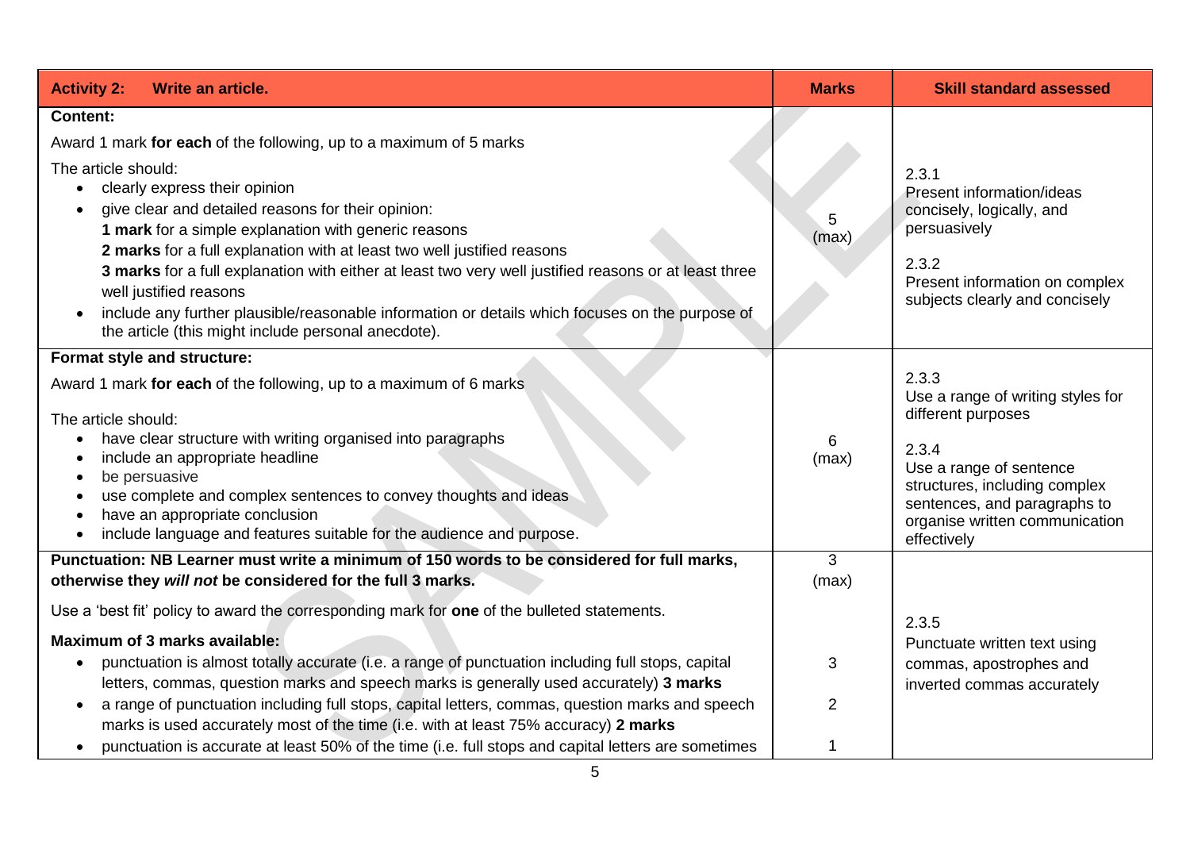| **Activity 2: Write an article.** | **Marks** | **Skill standard assessed** |
|---|---|---|
| **Content:**<br><br>Award 1 mark **for each** of the following, up to a maximum of 5 marks<br><br>The article should:<br>• clearly express their opinion<br>• give clear and detailed reasons for their opinion:<br>**1 mark** for a simple explanation with generic reasons<br>**2 marks** for a full explanation with at least two well justified reasons<br>**3 marks** for a full explanation with either at least two very well justified reasons or at least three well justified reasons<br>• include any further plausible/reasonable information or details which focuses on the purpose of the article (this might include personal anecdote). | 5 (max) | 2.3.1<br>Present information/ideas concisely, logically, and persuasively<br><br>2.3.2<br>Present information on complex subjects clearly and concisely |
| **Format style and structure:**<br><br>Award 1 mark **for each** of the following, up to a maximum of 6 marks<br><br>The article should:<br>• have clear structure with writing organised into paragraphs<br>• include an appropriate headline<br>• be persuasive<br>• use complete and complex sentences to convey thoughts and ideas<br>• have an appropriate conclusion<br>• include language and features suitable for the audience and purpose. | 6 (max) | 2.3.3<br>Use a range of writing styles for different purposes<br><br>2.3.4<br>Use a range of sentence structures, including complex sentences, and paragraphs to organise written communication effectively |
| **Punctuation: NB Learner must write a minimum of 150 words to be considered for full marks, otherwise they *will not* be considered for the full 3 marks.**<br><br>Use a 'best fit' policy to award the corresponding mark for **one** of the bulleted statements.<br><br>**Maximum of 3 marks available:** | 3 (max) | 2.3.5<br>Punctuate written text using commas, apostrophes and inverted commas accurately |
| • punctuation is almost totally accurate (i.e. a range of punctuation including full stops, capital letters, commas, question marks and speech marks is generally used accurately) **3 marks** | 3 | |
| • a range of punctuation including full stops, capital letters, commas, question marks and speech marks is used accurately most of the time (i.e. with at least 75% accuracy) **2 marks** | 2 | |
| • punctuation is accurate at least 50% of the time (i.e. full stops and capital letters are sometimes | 1 | |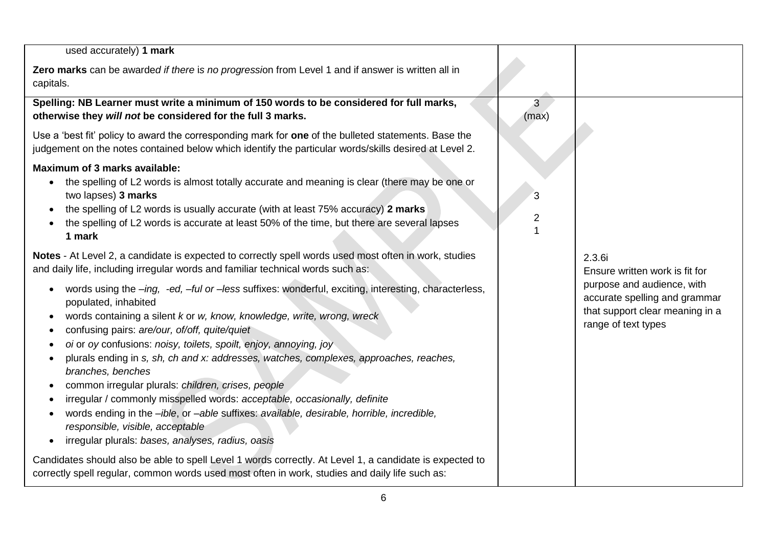| | | |
|---|---|---|
| used accurately) **1 mark**<br><br>**Zero marks** can be awarde*d if there* is *no progressio*n from Level 1 and if answer is written all in capitals. | | |
| **Spelling: NB Learner must write a minimum of 150 words to be considered for full marks, otherwise they *will not* be considered for the full 3 marks.**<br><br>Use a 'best fit' policy to award the corresponding mark for **one** of the bulleted statements. Base the judgement on the notes contained below which identify the particular words/skills desired at Level 2.<br><br>**Maximum of 3 marks available:**<br>• the spelling of L2 words is almost totally accurate and meaning is clear (there may be one or two lapses) **3 marks**<br>• the spelling of L2 words is usually accurate (with at least 75% accuracy) **2 marks**<br>• the spelling of L2 words is accurate at least 50% of the time, but there are several lapses **1 mark**<br><br>**Notes** - At Level 2, a candidate is expected to correctly spell words used most often in work, studies and daily life, including irregular words and familiar technical words such as:<br><br>• words using the *–ing, -ed, –ful or –less* suffixes: wonderful, exciting, interesting, characterless, populated, inhabited<br>• words containing a silent *k* or *w, know, knowledge, write, wrong, wreck*<br>• confusing pairs: *are/our, of/off, quite/quiet*<br>• *oi* or *oy* confusions: *noisy, toilets, spoilt, enjoy, annoying, joy*<br>• plurals ending in *s, sh, ch and x: addresses, watches, complexes, approaches, reaches, branches, benches*<br>• common irregular plurals: *children, crises, people*<br>• irregular / commonly misspelled words: *acceptable, occasionally, definite*<br>• words ending in the *–ible*, or *–able* suffixes: *available, desirable, horrible, incredible, responsible, visible, acceptable*<br>• irregular plurals: *bases, analyses, radius, oasis*<br><br>Candidates should also be able to spell Level 1 words correctly. At Level 1, a candidate is expected to correctly spell regular, common words used most often in work, studies and daily life such as: | 3 (max)<br><br><br><br><br><br>3<br><br>2<br>1 | 2.3.6i<br>Ensure written work is fit for purpose and audience, with accurate spelling and grammar that support clear meaning in a range of text types |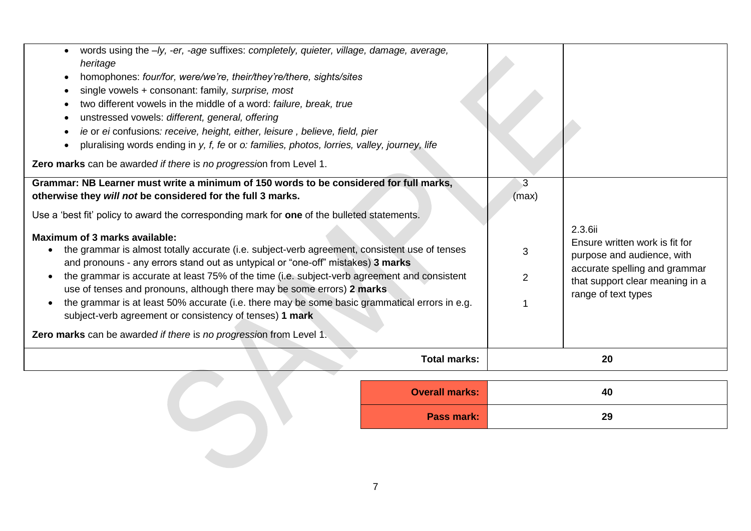| | | |
|---|---|---|
| • words using the *–ly, -er, -age* suffixes: *completely, quieter, village, damage, average, heritage*<br>• homophones: *four/for, were/we're, their/they're/there, sights/sites*<br>• single vowels + consonant: family*, surprise, most*<br>• two different vowels in the middle of a word: *failure, break, true*<br>• unstressed vowels: *different, general, offering*<br>• *ie* or *ei* confusions*: receive, height, either, leisure , believe, field, pier*<br>• pluralising words ending in *y, f, fe* or *o: families, photos, lorries, valley, journey, life*<br><br>**Zero marks** can be award*ed if there* is *no progressio*n from Level 1. | | |
| **Grammar: NB Learner must write a minimum of 150 words to be considered for full marks, otherwise they *will not* be considered for the full 3 marks.**<br><br>Use a 'best fit' policy to award the corresponding mark for **one** of the bulleted statements.<br><br>**Maximum of 3 marks available:**<br>• the grammar is almost totally accurate (i.e. subject-verb agreement, consistent use of tenses and pronouns - any errors stand out as untypical or "one-off" mistakes) **3 marks**<br>• the grammar is accurate at least 75% of the time (i.e. subject-verb agreement and consistent use of tenses and pronouns, although there may be some errors) **2 marks**<br>• the grammar is at least 50% accurate (i.e. there may be some basic grammatical errors in e.g. subject-verb agreement or consistency of tenses) **1 mark**<br><br>**Zero marks** can be award*ed if there* is *no progressio*n from Level 1. | 3 (max)<br><br>3<br><br>2<br><br>1 | 2.3.6ii<br>Ensure written work is fit for purpose and audience, with accurate spelling and grammar that support clear meaning in a range of text types |
| **Total marks:** | 20 | |

| | |
|---|---|
| **Overall marks:** | 40 |
| **Pass mark:** | 29 |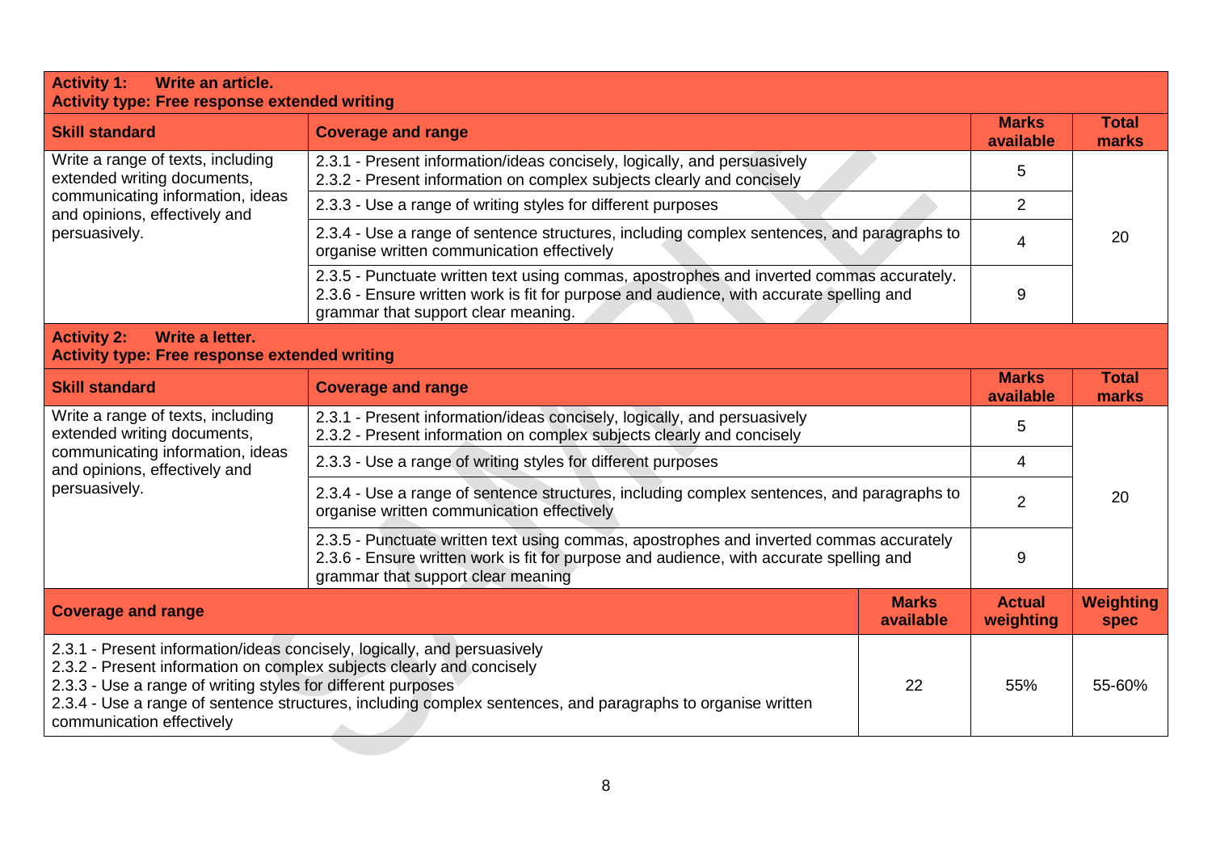| **Activity 1: Write an article.**<br>**Activity type: Free response extended writing** | | | |
|---|---|---|---|
| **Skill standard** | **Coverage and range** | **Marks available** | **Total marks** |
| Write a range of texts, including extended writing documents, communicating information, ideas and opinions, effectively and persuasively. | 2.3.1 - Present information/ideas concisely, logically, and persuasively<br>2.3.2 - Present information on complex subjects clearly and concisely | 5 | 20 |
| | 2.3.3 - Use a range of writing styles for different purposes | 2 | |
| | 2.3.4 - Use a range of sentence structures, including complex sentences, and paragraphs to organise written communication effectively | 4 | |
| | 2.3.5 - Punctuate written text using commas, apostrophes and inverted commas accurately.<br>2.3.6 - Ensure written work is fit for purpose and audience, with accurate spelling and grammar that support clear meaning. | 9 | |

| **Activity 2: Write a letter.**<br>**Activity type: Free response extended writing** | | | |
|---|---|---|---|
| **Skill standard** | **Coverage and range** | **Marks available** | **Total marks** |
| Write a range of texts, including extended writing documents, communicating information, ideas and opinions, effectively and persuasively. | 2.3.1 - Present information/ideas concisely, logically, and persuasively<br>2.3.2 - Present information on complex subjects clearly and concisely | 5 | 20 |
| | 2.3.3 - Use a range of writing styles for different purposes | 4 | |
| | 2.3.4 - Use a range of sentence structures, including complex sentences, and paragraphs to organise written communication effectively | 2 | |
| | 2.3.5 - Punctuate written text using commas, apostrophes and inverted commas accurately<br>2.3.6 - Ensure written work is fit for purpose and audience, with accurate spelling and grammar that support clear meaning | 9 | |

| **Coverage and range** | **Marks available** | **Actual weighting** | **Weighting spec** |
|---|---|---|---|
| 2.3.1 - Present information/ideas concisely, logically, and persuasively<br>2.3.2 - Present information on complex subjects clearly and concisely<br>2.3.3 - Use a range of writing styles for different purposes<br>2.3.4 - Use a range of sentence structures, including complex sentences, and paragraphs to organise written communication effectively | 22 | 55% | 55-60% |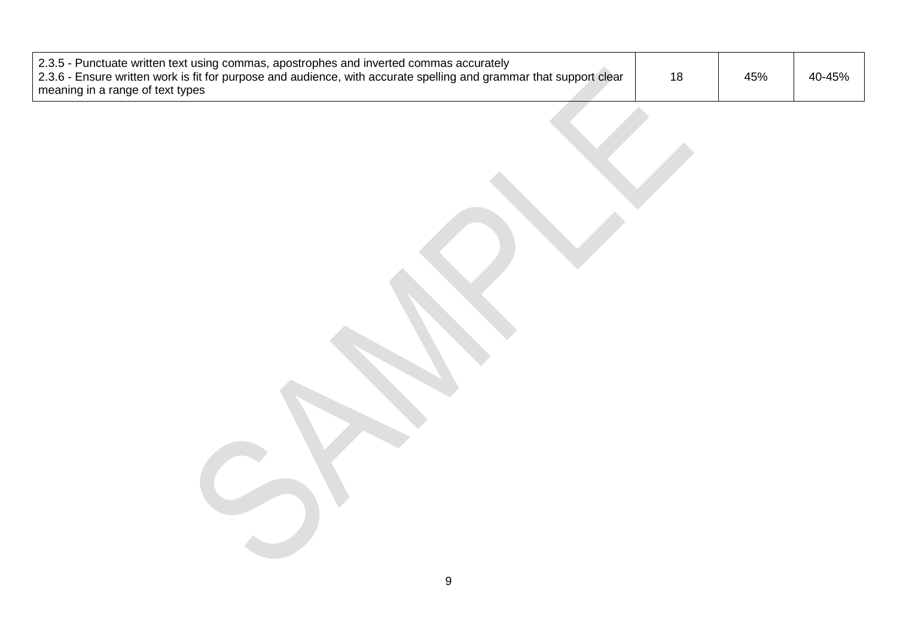| | | | |
|---|---|---|---|
| 2.3.5 - Punctuate written text using commas, apostrophes and inverted commas accurately<br>2.3.6 - Ensure written work is fit for purpose and audience, with accurate spelling and grammar that support clear meaning in a range of text types | 18 | 45% | 40-45% |